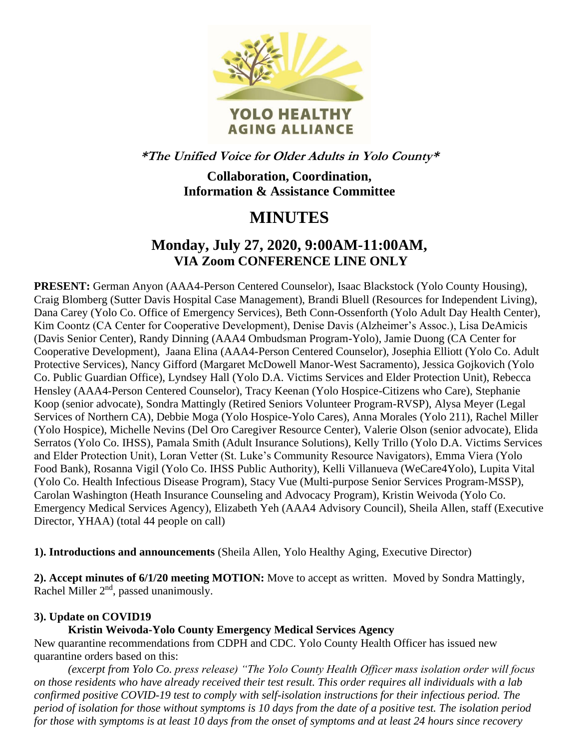**\*The Unified Voice for Older Adults in Yolo County\***

**Collaboration, Coordination, Information & Assistance Committee**

# MINUTES

## Monday, July 27, 2020, 9:00AM-11:00AM, VIA Zoom CONFERENCE LINE ONLY

**PRESENT:** German Anyon (AAA4-Person Centered Counselor), Isaac Blackstock (Yolo County Housing), Craig Blomberg (Sutter Davis Hospital Case Management), Brandi Bluell (Resources for Independent Living), Dana Carey (Yolo Co. Office of Emergency Services), Beth Conn-Ossenforth (Yolo Adult Day Health Center), Kim Coontz (CA Center for Cooperative Development), Denise Davis (Alzheimer's Assoc.), Lisa DeAmicis (Davis Senior Center), Randy Dinning (AAA4 Ombudsman Program-Yolo), Jamie Duong (CA Center for Cooperative Development), Jaana Elina (AAA4-Person Centered Counselor), Josephia Elliott (Yolo Co. Adult Protective Services), Nancy Gifford (Margaret McDowell Manor-West Sacramento), Jessica Gojkovich (Yolo Co. Public Guardian Office), Lyndsey Hall (Yolo D.A. Victims Services and Elder Protection Unit), Rebecca Hensley (AAA4-Person Centered Counselor), Tracy Keenan (Yolo Hospice-Citizens who Care), Stephanie Koop (senior advocate), Sondra Mattingly (Retired Seniors Volunteer Program-RVSP), Alysa Meyer (Legal Services of Northern CA), Debbie Moga (Yolo Hospice-Yolo Cares), Anna Morales (Yolo 211), Rachel Miller (Yolo Hospice), Michelle Nevins (Del Oro Caregiver Resource Center), Valerie Olson (senior advocate), Elida Serratos (Yolo Co. IHSS), Pamala Smith (Adult Insurance Solutions), Kelly Trillo (Yolo D.A. Victims Services and Elder Protection Unit), Loran Vetter (St. Luke's Community Resource Navigators), Emma Viera (Yolo Food Bank), Rosanna Vigil (Yolo Co. IHSS Public Authority), Kelli Villanueva (WeCare4Yolo), Lupita Vital (Yolo Co. Health Infectious Disease Program), Stacy Vue (Multi-purpose Senior Services Program-MSSP), Carolan Washington (Heath Insurance Counseling and Advocacy Program), Kristin Weivoda (Yolo Co. Emergency Medical Services Agency), Elizabeth Yeh (AAA4 Advisory Council), Sheila Allen, staff (Executive Director, YHAA) (total 44 people on call)

**1). Introductions and announcements** (Sheila Allen, Yolo Healthy Aging, Executive Director)

**2). Accept minutes of 6/1/20 meeting MOTION:** Move to accept as written. Moved by Sondra Mattingly, Rachel Miller 2nd, passed unanimously.

**3). Update on COVID19**

**Kristin Weivoda-Yolo County Emergency Medical Services Agency**

New quarantine recommendations from CDPH and CDC. Yolo County Health Officer has issued new quarantine orders based on this:

*(excerpt from Yolo Co. press release) "The Yolo County Health Officer mass isolation order will focus on those residents who have already received their test result. This order requires all individuals with a lab confirmed positive COVID-19 test to comply with self-isolation instructions for their infectious period. The period of isolation for those without symptoms is 10 days from the date of a positive test. The isolation period for those with symptoms is at least 10 days from the onset of symptoms and at least 24 hours since recovery*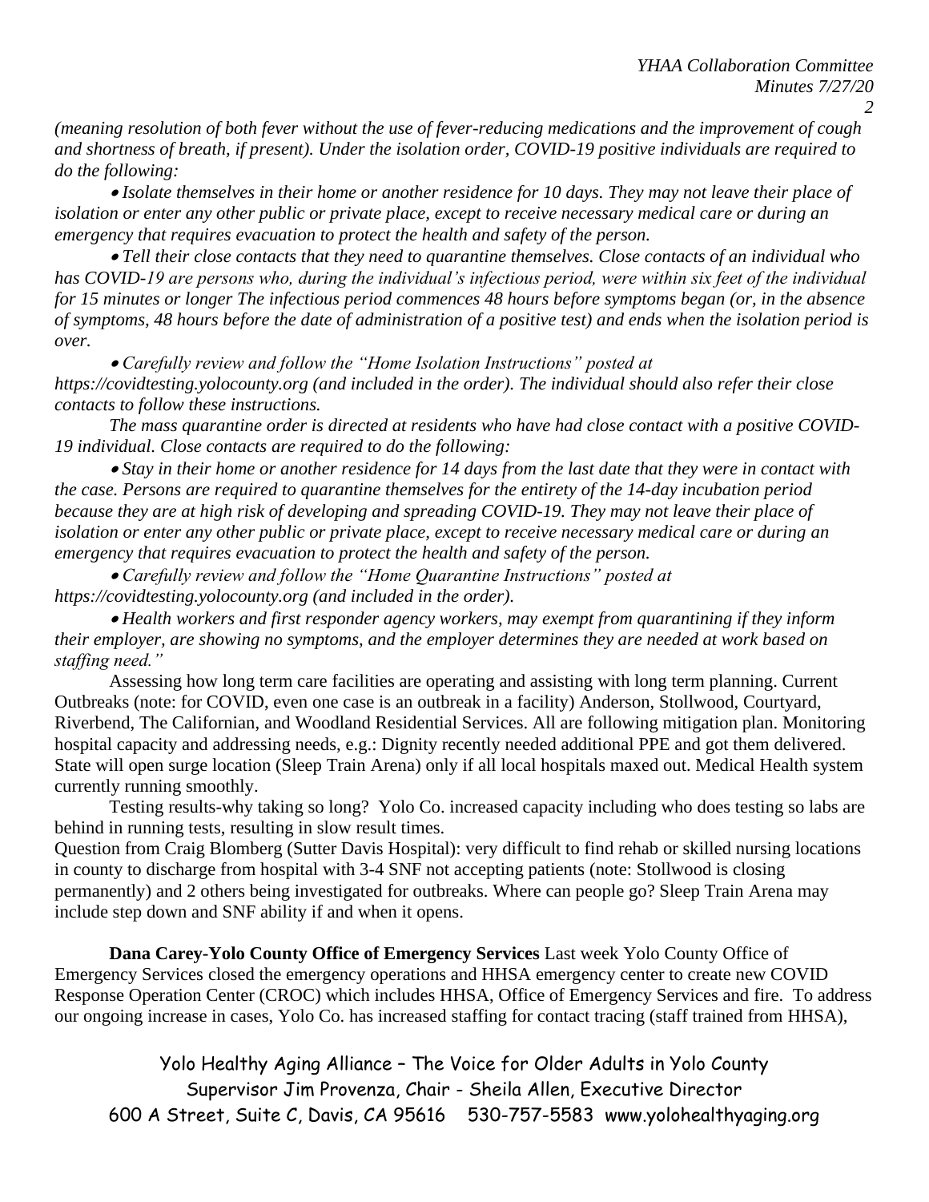*(meaning resolution of both fever without the use of fever-reducing medications and the improvement of cough and shortness of breath, if present). Under the isolation order, COVID-19 positive individuals are required to do the following:*

- *Isolate themselves in their home or another residence for 10 days. They may not leave their place of isolation or enter any other public or private place, except to receive necessary medical care or during an emergency that requires evacuation to protect the health and safety of the person.*
- *Tell their close contacts that they need to quarantine themselves. Close contacts of an individual who has COVID-19 are persons who, during the individual's infectious period, were within six feet of the individual for 15 minutes or longer The infectious period commences 48 hours before symptoms began (or, in the absence of symptoms, 48 hours before the date of administration of a positive test) and ends when the isolation period is over.*
- *Carefully review and follow the "Home Isolation Instructions" posted at https://covidtesting.yolocounty.org (and included in the order). The individual should also refer their close contacts to follow these instructions.*

*The mass quarantine order is directed at residents who have had close contact with a positive COVID-19 individual. Close contacts are required to do the following:*

- *Stay in their home or another residence for 14 days from the last date that they were in contact with the case. Persons are required to quarantine themselves for the entirety of the 14-day incubation period because they are at high risk of developing and spreading COVID-19. They may not leave their place of isolation or enter any other public or private place, except to receive necessary medical care or during an emergency that requires evacuation to protect the health and safety of the person.*
- *Carefully review and follow the "Home Quarantine Instructions" posted at https://covidtesting.yolocounty.org (and included in the order).*
- *Health workers and first responder agency workers, may exempt from quarantining if they inform their employer, are showing no symptoms, and the employer determines they are needed at work based on staffing need."*

Assessing how long term care facilities are operating and assisting with long term planning. Current Outbreaks (note: for COVID, even one case is an outbreak in a facility) Anderson, Stollwood, Courtyard, Riverbend, The Californian, and Woodland Residential Services. All are following mitigation plan. Monitoring hospital capacity and addressing needs, e.g.: Dignity recently needed additional PPE and got them delivered. State will open surge location (Sleep Train Arena) only if all local hospitals maxed out. Medical Health system currently running smoothly.

Testing results-why taking so long? Yolo Co. increased capacity including who does testing so labs are behind in running tests, resulting in slow result times.

Question from Craig Blomberg (Sutter Davis Hospital): very difficult to find rehab or skilled nursing locations in county to discharge from hospital with 3-4 SNF not accepting patients (note: Stollwood is closing permanently) and 2 others being investigated for outbreaks. Where can people go? Sleep Train Arena may include step down and SNF ability if and when it opens.

**Dana Carey-Yolo County Office of Emergency Services** Last week Yolo County Office of Emergency Services closed the emergency operations and HHSA emergency center to create new COVID Response Operation Center (CROC) which includes HHSA, Office of Emergency Services and fire. To address our ongoing increase in cases, Yolo Co. has increased staffing for contact tracing (staff trained from HHSA),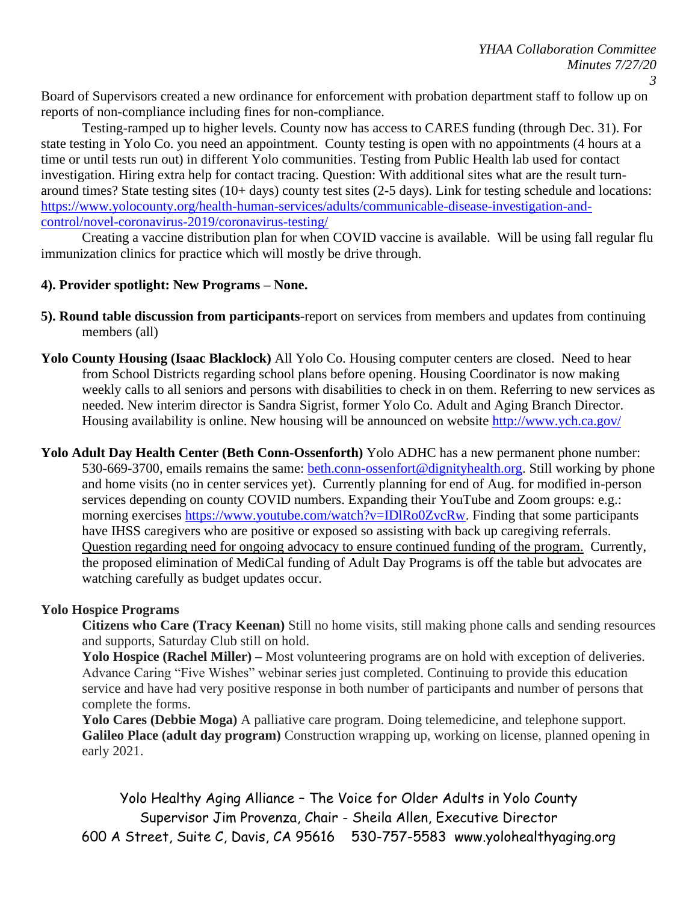Board of Supervisors created a new ordinance for enforcement with probation department staff to follow up on reports of non-compliance including fines for non-compliance.

Testing-ramped up to higher levels. County now has access to CARES funding (through Dec. 31). For state testing in Yolo Co. you need an appointment. County testing is open with no appointments (4 hours at a time or until tests run out) in different Yolo communities. Testing from Public Health lab used for contact investigation. Hiring extra help for contact tracing. Question: With additional sites what are the result turn-around times? State testing sites (10+ days) county test sites (2-5 days). Link for testing schedule and locations: [https://www.yolocounty.org/health-human-services/adults/communicable-disease-investigation-and-control/novel-coronavirus-2019/coronavirus-testing/](https://www.yolocounty.org/health-human-services/adults/communicable-disease-investigation-and-control/novel-coronavirus-2019/coronavirus-testing/)

Creating a vaccine distribution plan for when COVID vaccine is available. Will be using fall regular flu immunization clinics for practice which will mostly be drive through.

**4). Provider spotlight: New Programs – None.**

**5). Round table discussion from participants**-report on services from members and updates from continuing members (all)

**Yolo County Housing (Isaac Blacklock)** All Yolo Co. Housing computer centers are closed. Need to hear from School Districts regarding school plans before opening. Housing Coordinator is now making weekly calls to all seniors and persons with disabilities to check in on them. Referring to new services as needed. New interim director is Sandra Sigrist, former Yolo Co. Adult and Aging Branch Director. Housing availability is online. New housing will be announced on website [http://www.ych.ca.gov/](http://www.ych.ca.gov/)

**Yolo Adult Day Health Center (Beth Conn-Ossenforth)** Yolo ADHC has a new permanent phone number: 530-669-3700, emails remains the same: [beth.conn-ossenfort@dignityhealth.org](mailto:beth.conn-ossenfort@dignityhealth.org). Still working by phone and home visits (no in center services yet). Currently planning for end of Aug. for modified in-person services depending on county COVID numbers. Expanding their YouTube and Zoom groups: e.g.: morning exercises [https://www.youtube.com/watch?v=IDlRo0ZvcRw](https://www.youtube.com/watch?v=IDlRo0ZvcRw). Finding that some participants have IHSS caregivers who are positive or exposed so assisting with back up caregiving referrals. <u>Question regarding need for ongoing advocacy to ensure continued funding of the program.</u> Currently, the proposed elimination of MediCal funding of Adult Day Programs is off the table but advocates are watching carefully as budget updates occur.

**Yolo Hospice Programs**

**Citizens who Care (Tracy Keenan)** Still no home visits, still making phone calls and sending resources and supports, Saturday Club still on hold.

**Yolo Hospice (Rachel Miller) –** Most volunteering programs are on hold with exception of deliveries. Advance Caring "Five Wishes" webinar series just completed. Continuing to provide this education service and have had very positive response in both number of participants and number of persons that complete the forms.

**Yolo Cares (Debbie Moga)** A palliative care program. Doing telemedicine, and telephone support.

**Galileo Place (adult day program)** Construction wrapping up, working on license, planned opening in early 2021.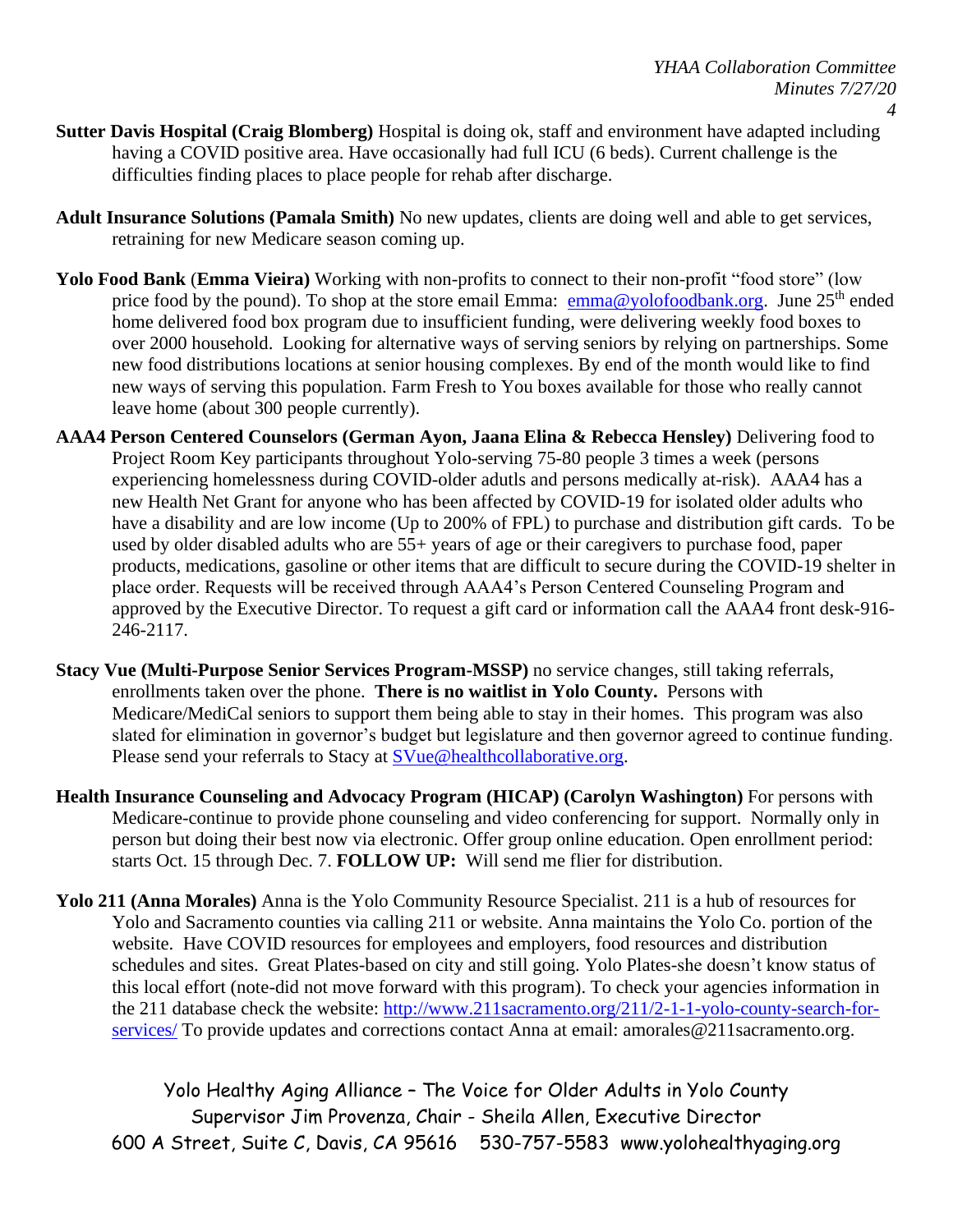**Sutter Davis Hospital (Craig Blomberg)** Hospital is doing ok, staff and environment have adapted including having a COVID positive area. Have occasionally had full ICU (6 beds). Current challenge is the difficulties finding places to place people for rehab after discharge.

**Adult Insurance Solutions (Pamala Smith)** No new updates, clients are doing well and able to get services, retraining for new Medicare season coming up.

**Yolo Food Bank** (**Emma Vieira)** Working with non-profits to connect to their non-profit "food store" (low price food by the pound). To shop at the store email Emma: emma@yolofoodbank.org. June 25th ended home delivered food box program due to insufficient funding, were delivering weekly food boxes to over 2000 household. Looking for alternative ways of serving seniors by relying on partnerships. Some new food distributions locations at senior housing complexes. By end of the month would like to find new ways of serving this population. Farm Fresh to You boxes available for those who really cannot leave home (about 300 people currently).

**AAA4 Person Centered Counselors (German Ayon, Jaana Elina & Rebecca Hensley)** Delivering food to Project Room Key participants throughout Yolo-serving 75-80 people 3 times a week (persons experiencing homelessness during COVID-older adutls and persons medically at-risk). AAA4 has a new Health Net Grant for anyone who has been affected by COVID-19 for isolated older adults who have a disability and are low income (Up to 200% of FPL) to purchase and distribution gift cards. To be used by older disabled adults who are 55+ years of age or their caregivers to purchase food, paper products, medications, gasoline or other items that are difficult to secure during the COVID-19 shelter in place order. Requests will be received through AAA4's Person Centered Counseling Program and approved by the Executive Director. To request a gift card or information call the AAA4 front desk-916-246-2117.

**Stacy Vue (Multi-Purpose Senior Services Program-MSSP)** no service changes, still taking referrals, enrollments taken over the phone. **There is no waitlist in Yolo County.** Persons with Medicare/MediCal seniors to support them being able to stay in their homes. This program was also slated for elimination in governor's budget but legislature and then governor agreed to continue funding. Please send your referrals to Stacy at SVue@healthcollaborative.org.

**Health Insurance Counseling and Advocacy Program (HICAP) (Carolyn Washington)** For persons with Medicare-continue to provide phone counseling and video conferencing for support. Normally only in person but doing their best now via electronic. Offer group online education. Open enrollment period: starts Oct. 15 through Dec. 7. **FOLLOW UP:** Will send me flier for distribution.

**Yolo 211 (Anna Morales)** Anna is the Yolo Community Resource Specialist. 211 is a hub of resources for Yolo and Sacramento counties via calling 211 or website. Anna maintains the Yolo Co. portion of the website. Have COVID resources for employees and employers, food resources and distribution schedules and sites. Great Plates-based on city and still going. Yolo Plates-she doesn't know status of this local effort (note-did not move forward with this program). To check your agencies information in the 211 database check the website: http://www.211sacramento.org/211/2-1-1-yolo-county-search-for-services/ To provide updates and corrections contact Anna at email: amorales@211sacramento.org.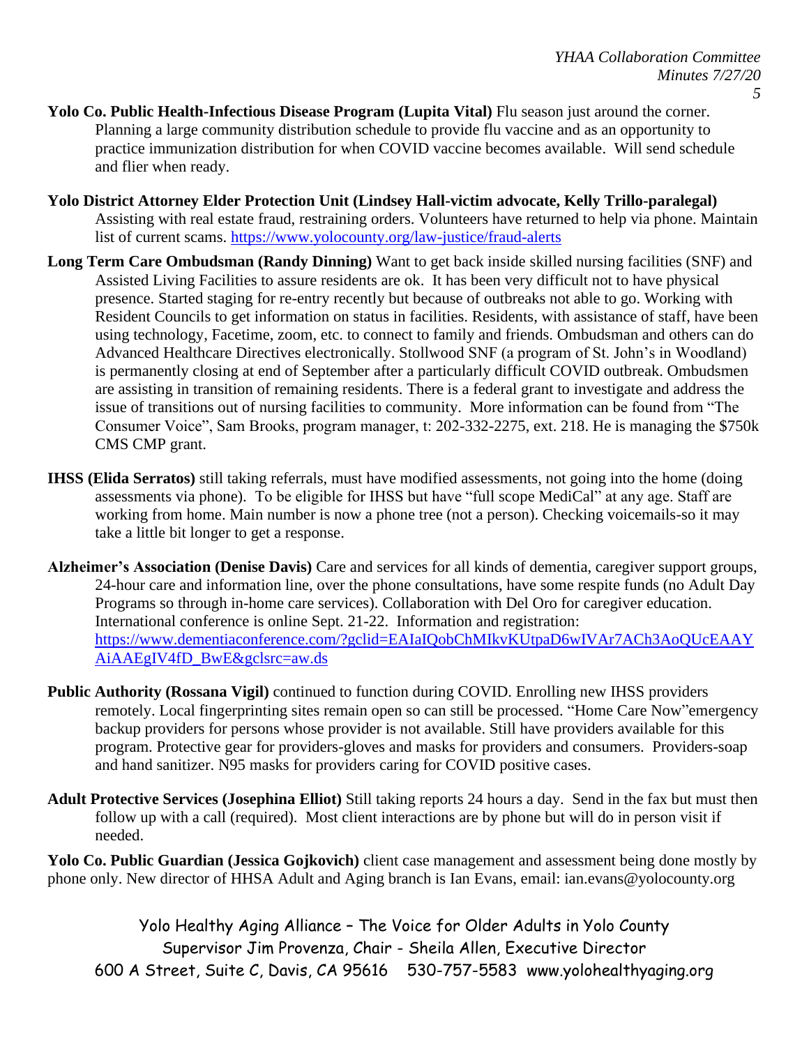**Yolo Co. Public Health-Infectious Disease Program (Lupita Vital)** Flu season just around the corner. Planning a large community distribution schedule to provide flu vaccine and as an opportunity to practice immunization distribution for when COVID vaccine becomes available. Will send schedule and flier when ready.

**Yolo District Attorney Elder Protection Unit (Lindsey Hall-victim advocate, Kelly Trillo-paralegal)** Assisting with real estate fraud, restraining orders. Volunteers have returned to help via phone. Maintain list of current scams. https://www.yolocounty.org/law-justice/fraud-alerts

**Long Term Care Ombudsman (Randy Dinning)** Want to get back inside skilled nursing facilities (SNF) and Assisted Living Facilities to assure residents are ok. It has been very difficult not to have physical presence. Started staging for re-entry recently but because of outbreaks not able to go. Working with Resident Councils to get information on status in facilities. Residents, with assistance of staff, have been using technology, Facetime, zoom, etc. to connect to family and friends. Ombudsman and others can do Advanced Healthcare Directives electronically. Stollwood SNF (a program of St. John's in Woodland) is permanently closing at end of September after a particularly difficult COVID outbreak. Ombudsmen are assisting in transition of remaining residents. There is a federal grant to investigate and address the issue of transitions out of nursing facilities to community. More information can be found from "The Consumer Voice", Sam Brooks, program manager, t: 202-332-2275, ext. 218. He is managing the $750k CMS CMP grant.

**IHSS (Elida Serratos)** still taking referrals, must have modified assessments, not going into the home (doing assessments via phone). To be eligible for IHSS but have "full scope MediCal" at any age. Staff are working from home. Main number is now a phone tree (not a person). Checking voicemails-so it may take a little bit longer to get a response.

**Alzheimer's Association (Denise Davis)** Care and services for all kinds of dementia, caregiver support groups, 24-hour care and information line, over the phone consultations, have some respite funds (no Adult Day Programs so through in-home care services). Collaboration with Del Oro for caregiver education. International conference is online Sept. 21-22. Information and registration: https://www.dementiaconference.com/?gclid=EAIaIQobChMIkvKUtpaD6wIVAr7ACh3AoQUcEAAYAiAAEgIV4fD_BwE&gclsrc=aw.ds

**Public Authority (Rossana Vigil)** continued to function during COVID. Enrolling new IHSS providers remotely. Local fingerprinting sites remain open so can still be processed. "Home Care Now"emergency backup providers for persons whose provider is not available. Still have providers available for this program. Protective gear for providers-gloves and masks for providers and consumers. Providers-soap and hand sanitizer. N95 masks for providers caring for COVID positive cases.

**Adult Protective Services (Josephina Elliot)** Still taking reports 24 hours a day. Send in the fax but must then follow up with a call (required). Most client interactions are by phone but will do in person visit if needed.

**Yolo Co. Public Guardian (Jessica Gojkovich)** client case management and assessment being done mostly by phone only. New director of HHSA Adult and Aging branch is Ian Evans, email: ian.evans@yolocounty.org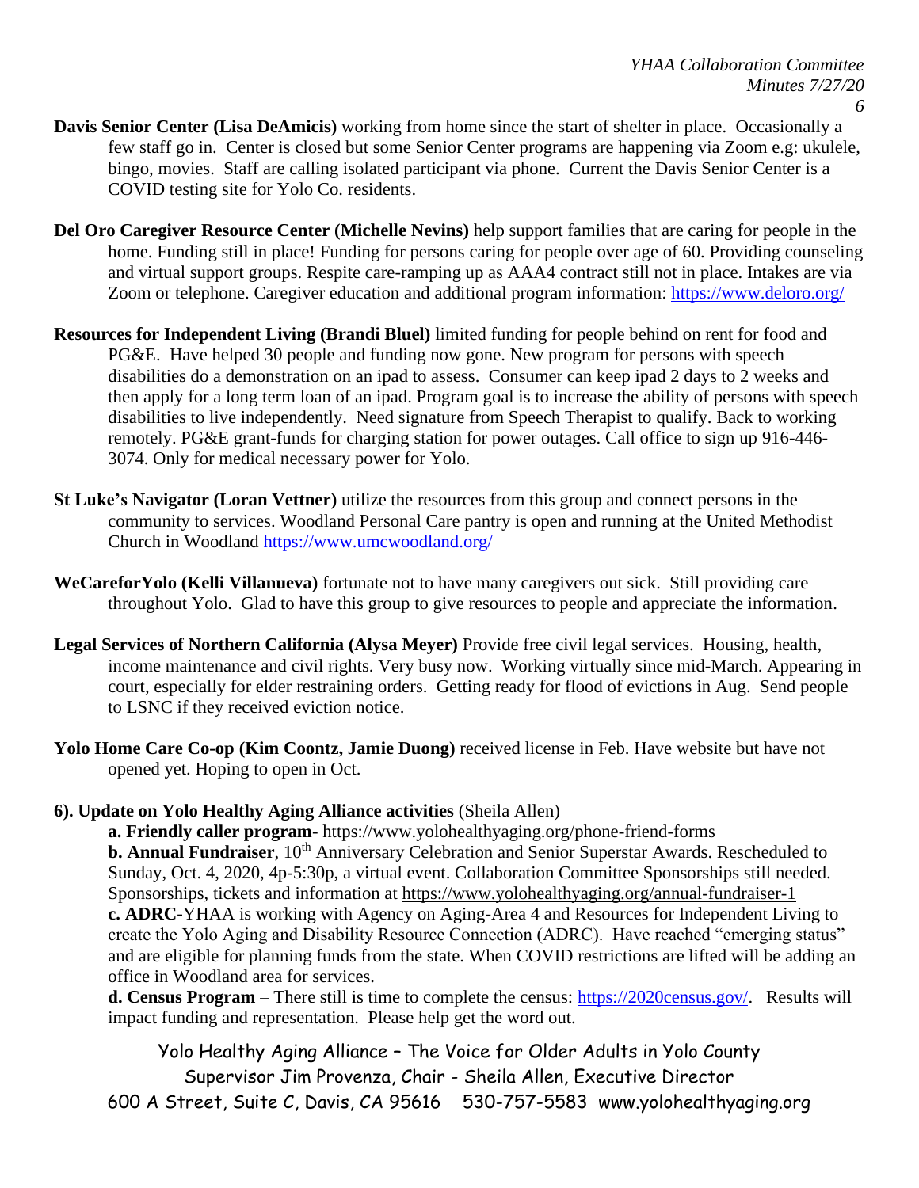**Davis Senior Center (Lisa DeAmicis)** working from home since the start of shelter in place. Occasionally a few staff go in. Center is closed but some Senior Center programs are happening via Zoom e.g: ukulele, bingo, movies. Staff are calling isolated participant via phone. Current the Davis Senior Center is a COVID testing site for Yolo Co. residents.

**Del Oro Caregiver Resource Center (Michelle Nevins)** help support families that are caring for people in the home. Funding still in place! Funding for persons caring for people over age of 60. Providing counseling and virtual support groups. Respite care-ramping up as AAA4 contract still not in place. Intakes are via Zoom or telephone. Caregiver education and additional program information: https://www.deloro.org/

**Resources for Independent Living (Brandi Bluel)** limited funding for people behind on rent for food and PG&E. Have helped 30 people and funding now gone. New program for persons with speech disabilities do a demonstration on an ipad to assess. Consumer can keep ipad 2 days to 2 weeks and then apply for a long term loan of an ipad. Program goal is to increase the ability of persons with speech disabilities to live independently. Need signature from Speech Therapist to qualify. Back to working remotely. PG&E grant-funds for charging station for power outages. Call office to sign up 916-446-3074. Only for medical necessary power for Yolo.

**St Luke's Navigator (Loran Vettner)** utilize the resources from this group and connect persons in the community to services. Woodland Personal Care pantry is open and running at the United Methodist Church in Woodland https://www.umcwoodland.org/

**WeCareforYolo (Kelli Villanueva)** fortunate not to have many caregivers out sick. Still providing care throughout Yolo. Glad to have this group to give resources to people and appreciate the information.

**Legal Services of Northern California (Alysa Meyer)** Provide free civil legal services. Housing, health, income maintenance and civil rights. Very busy now. Working virtually since mid-March. Appearing in court, especially for elder restraining orders. Getting ready for flood of evictions in Aug. Send people to LSNC if they received eviction notice.

**Yolo Home Care Co-op (Kim Coontz, Jamie Duong)** received license in Feb. Have website but have not opened yet. Hoping to open in Oct.

**6). Update on Yolo Healthy Aging Alliance activities** (Sheila Allen)

**a. Friendly caller program**- https://www.yolohealthyaging.org/phone-friend-forms

**b. Annual Fundraiser**, 10th Anniversary Celebration and Senior Superstar Awards. Rescheduled to Sunday, Oct. 4, 2020, 4p-5:30p, a virtual event. Collaboration Committee Sponsorships still needed. Sponsorships, tickets and information at https://www.yolohealthyaging.org/annual-fundraiser-1

**c. ADRC**-YHAA is working with Agency on Aging-Area 4 and Resources for Independent Living to create the Yolo Aging and Disability Resource Connection (ADRC). Have reached "emerging status" and are eligible for planning funds from the state. When COVID restrictions are lifted will be adding an office in Woodland area for services.

**d. Census Program** – There still is time to complete the census: https://2020census.gov/. Results will impact funding and representation. Please help get the word out.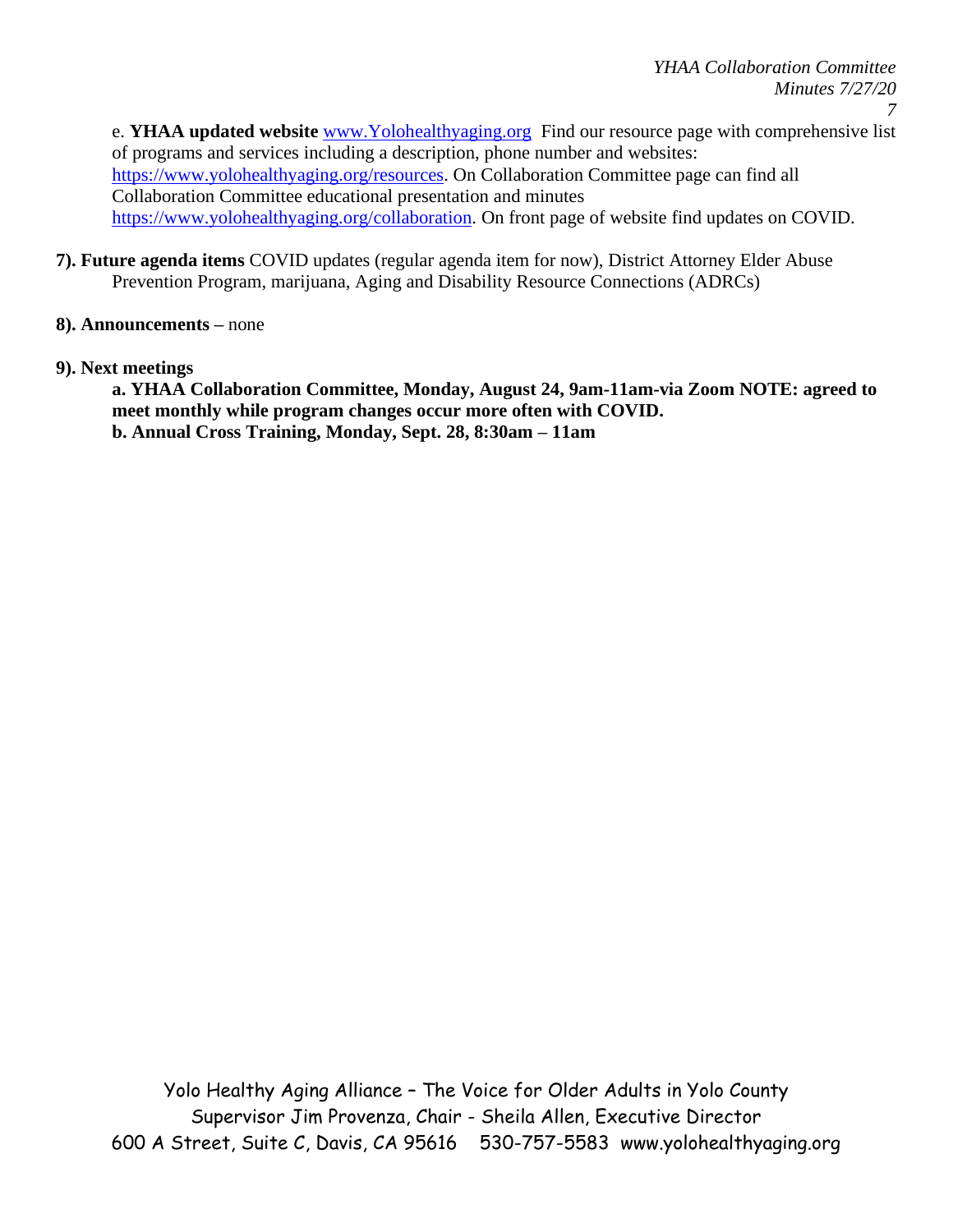e. **YHAA updated website** www.Yolohealthyaging.org Find our resource page with comprehensive list of programs and services including a description, phone number and websites: https://www.yolohealthyaging.org/resources. On Collaboration Committee page can find all Collaboration Committee educational presentation and minutes https://www.yolohealthyaging.org/collaboration. On front page of website find updates on COVID.

**7). Future agenda items** COVID updates (regular agenda item for now), District Attorney Elder Abuse Prevention Program, marijuana, Aging and Disability Resource Connections (ADRCs)

**8). Announcements** – none

**9). Next meetings**

**a. YHAA Collaboration Committee, Monday, August 24, 9am-11am-via Zoom NOTE: agreed to meet monthly while program changes occur more often with COVID.**
**b. Annual Cross Training, Monday, Sept. 28, 8:30am – 11am**

Yolo Healthy Aging Alliance – The Voice for Older Adults in Yolo County
Supervisor Jim Provenza, Chair - Sheila Allen, Executive Director
600 A Street, Suite C, Davis, CA 95616 530-757-5583 www.yolohealthyaging.org